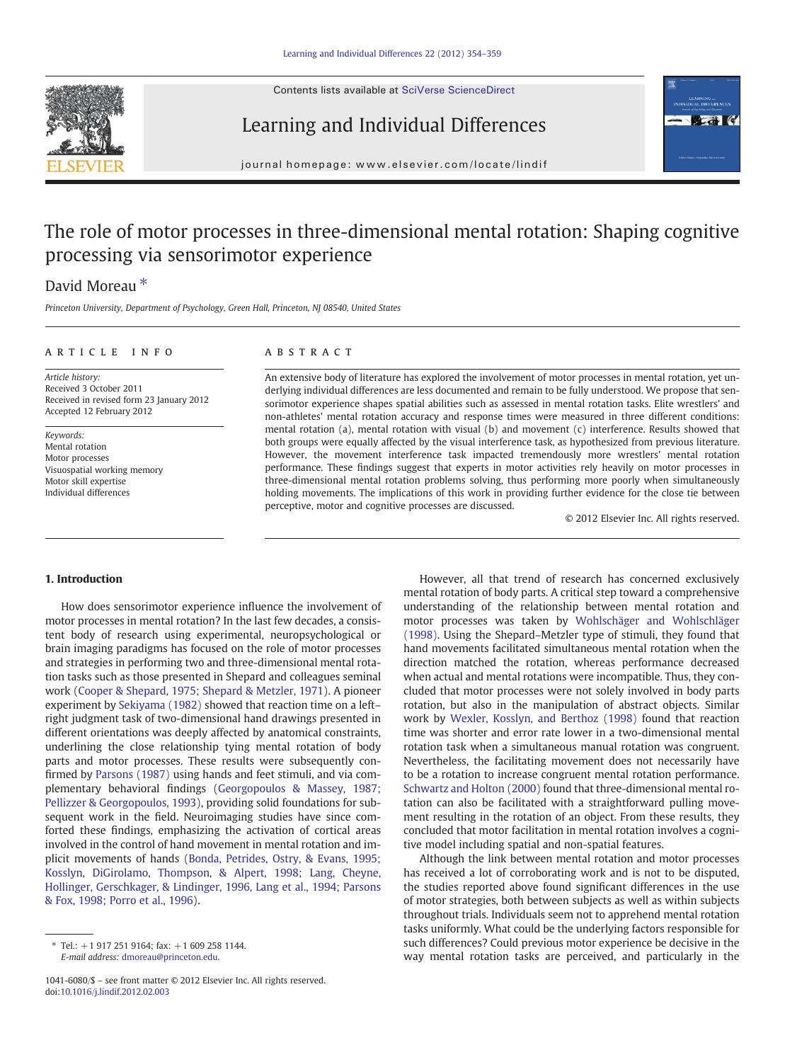# The role of motor processes in three-dimensional mental rotation: Shaping cognitive processing via sensorimotor experience

David Moreau *

*Princeton University, Department of Psychology, Green Hall, Princeton, NJ 08540, United States*

## ARTICLE INFO

*Article history:*
Received 3 October 2011
Received in revised form 23 January 2012
Accepted 12 February 2012

*Keywords:*
Mental rotation
Motor processes
Visuospatial working memory
Motor skill expertise
Individual differences

## ABSTRACT

An extensive body of literature has explored the involvement of motor processes in mental rotation, yet underlying individual differences are less documented and remain to be fully understood. We propose that sensorimotor experience shapes spatial abilities such as assessed in mental rotation tasks. Elite wrestlers' and non-athletes' mental rotation accuracy and response times were measured in three different conditions: mental rotation (a), mental rotation with visual (b) and movement (c) interference. Results showed that both groups were equally affected by the visual interference task, as hypothesized from previous literature. However, the movement interference task impacted tremendously more wrestlers' mental rotation performance. These findings suggest that experts in motor activities rely heavily on motor processes in three-dimensional mental rotation problems solving, thus performing more poorly when simultaneously holding movements. The implications of this work in providing further evidence for the close tie between perceptive, motor and cognitive processes are discussed.

© 2012 Elsevier Inc. All rights reserved.

## 1. Introduction

How does sensorimotor experience influence the involvement of motor processes in mental rotation? In the last few decades, a consistent body of research using experimental, neuropsychological or brain imaging paradigms has focused on the role of motor processes and strategies in performing two and three-dimensional mental rotation tasks such as those presented in Shepard and colleagues seminal work (Cooper & Shepard, 1975; Shepard & Metzler, 1971). A pioneer experiment by Sekiyama (1982) showed that reaction time on a left–right judgment task of two-dimensional hand drawings presented in different orientations was deeply affected by anatomical constraints, underlining the close relationship tying mental rotation of body parts and motor processes. These results were subsequently confirmed by Parsons (1987) using hands and feet stimuli, and via complementary behavioral findings (Georgopoulos & Massey, 1987; Pellizzer & Georgopoulos, 1993), providing solid foundations for subsequent work in the field. Neuroimaging studies have since comforted these findings, emphasizing the activation of cortical areas involved in the control of hand movement in mental rotation and implicit movements of hands (Bonda, Petrides, Ostry, & Evans, 1995; Kosslyn, DiGirolamo, Thompson, & Alpert, 1998; Lang, Cheyne, Hollinger, Gerschkager, & Lindinger, 1996, Lang et al., 1994; Parsons & Fox, 1998; Porro et al., 1996).

However, all that trend of research has concerned exclusively mental rotation of body parts. A critical step toward a comprehensive understanding of the relationship between mental rotation and motor processes was taken by Wohlschäger and Wohlschläger (1998). Using the Shepard–Metzler type of stimuli, they found that hand movements facilitated simultaneous mental rotation when the direction matched the rotation, whereas performance decreased when actual and mental rotations were incompatible. Thus, they concluded that motor processes were not solely involved in body parts rotation, but also in the manipulation of abstract objects. Similar work by Wexler, Kosslyn, and Berthoz (1998) found that reaction time was shorter and error rate lower in a two-dimensional mental rotation task when a simultaneous manual rotation was congruent. Nevertheless, the facilitating movement does not necessarily have to be a rotation to increase congruent mental rotation performance. Schwartz and Holton (2000) found that three-dimensional mental rotation can also be facilitated with a straightforward pulling movement resulting in the rotation of an object. From these results, they concluded that motor facilitation in mental rotation involves a cognitive model including spatial and non-spatial features.

Although the link between mental rotation and motor processes has received a lot of corroborating work and is not to be disputed, the studies reported above found significant differences in the use of motor strategies, both between subjects as well as within subjects throughout trials. Individuals seem not to apprehend mental rotation tasks uniformly. What could be the underlying factors responsible for such differences? Could previous motor experience be decisive in the way mental rotation tasks are perceived, and particularly in the

* Tel.: +1 917 251 9164; fax: +1 609 258 1144.
*E-mail address:* dmoreau@princeton.edu.

1041-6080/$ – see front matter © 2012 Elsevier Inc. All rights reserved.
doi:10.1016/j.lindif.2012.02.003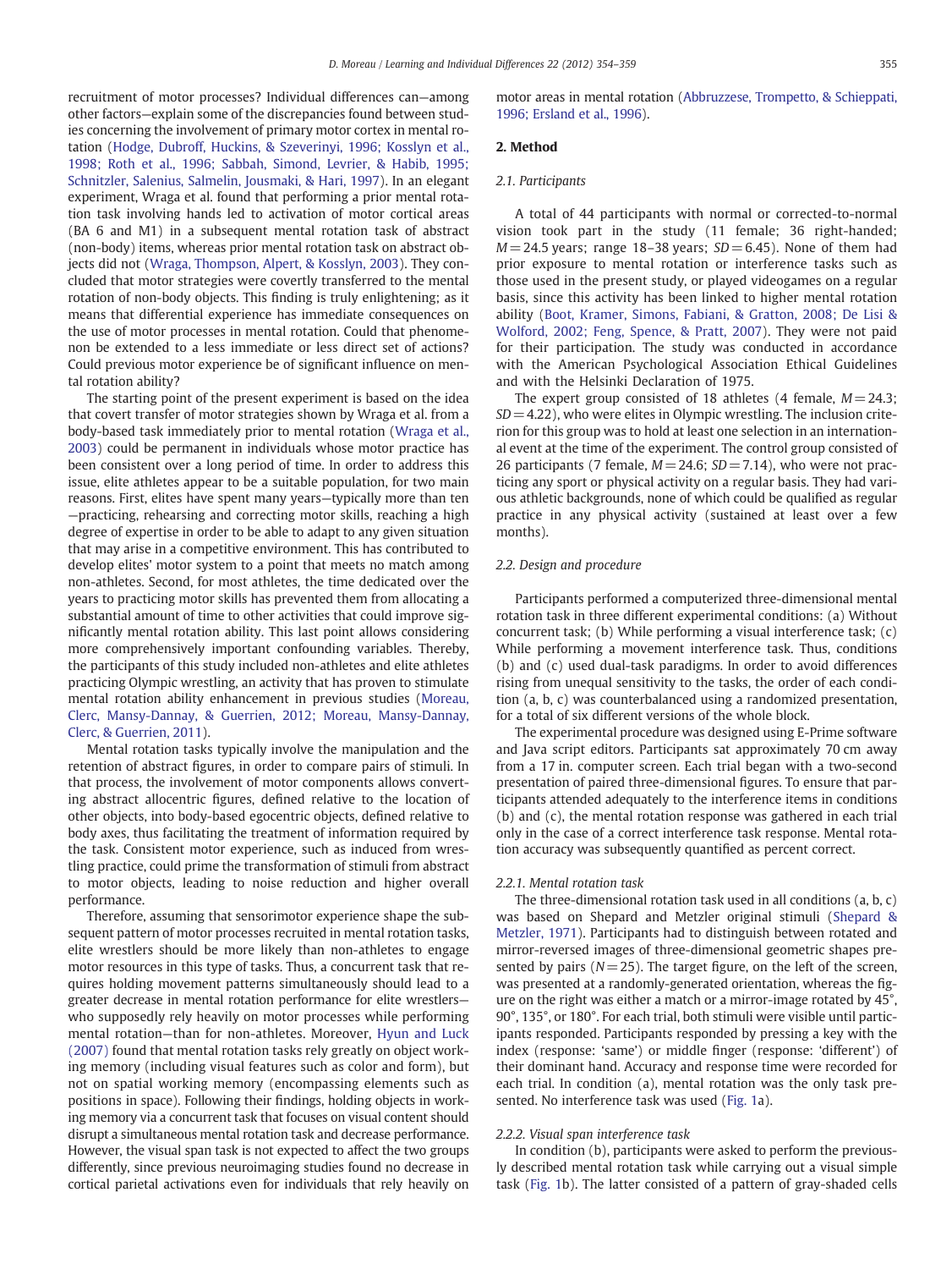recruitment of motor processes? Individual differences can—among other factors—explain some of the discrepancies found between studies concerning the involvement of primary motor cortex in mental rotation (Hodge, Dubroff, Huckins, & Szeverinyi, 1996; Kosslyn et al., 1998; Roth et al., 1996; Sabbah, Simond, Levrier, & Habib, 1995; Schnitzler, Salenius, Salmelin, Jousmaki, & Hari, 1997). In an elegant experiment, Wraga et al. found that performing a prior mental rotation task involving hands led to activation of motor cortical areas (BA 6 and M1) in a subsequent mental rotation task of abstract (non-body) items, whereas prior mental rotation task on abstract objects did not (Wraga, Thompson, Alpert, & Kosslyn, 2003). They concluded that motor strategies were covertly transferred to the mental rotation of non-body objects. This finding is truly enlightening; as it means that differential experience has immediate consequences on the use of motor processes in mental rotation. Could that phenomenon be extended to a less immediate or less direct set of actions? Could previous motor experience be of significant influence on mental rotation ability?

The starting point of the present experiment is based on the idea that covert transfer of motor strategies shown by Wraga et al. from a body-based task immediately prior to mental rotation (Wraga et al., 2003) could be permanent in individuals whose motor practice has been consistent over a long period of time. In order to address this issue, elite athletes appear to be a suitable population, for two main reasons. First, elites have spent many years—typically more than ten—practicing, rehearsing and correcting motor skills, reaching a high degree of expertise in order to be able to adapt to any given situation that may arise in a competitive environment. This has contributed to develop elites' motor system to a point that meets no match among non-athletes. Second, for most athletes, the time dedicated over the years to practicing motor skills has prevented them from allocating a substantial amount of time to other activities that could improve significantly mental rotation ability. This last point allows considering more comprehensively important confounding variables. Thereby, the participants of this study included non-athletes and elite athletes practicing Olympic wrestling, an activity that has proven to stimulate mental rotation ability enhancement in previous studies (Moreau, Clerc, Mansy-Dannay, & Guerrien, 2012; Moreau, Mansy-Dannay, Clerc, & Guerrien, 2011).

Mental rotation tasks typically involve the manipulation and the retention of abstract figures, in order to compare pairs of stimuli. In that process, the involvement of motor components allows converting abstract allocentric figures, defined relative to the location of other objects, into body-based egocentric objects, defined relative to body axes, thus facilitating the treatment of information required by the task. Consistent motor experience, such as induced from wrestling practice, could prime the transformation of stimuli from abstract to motor objects, leading to noise reduction and higher overall performance.

Therefore, assuming that sensorimotor experience shape the subsequent pattern of motor processes recruited in mental rotation tasks, elite wrestlers should be more likely than non-athletes to engage motor resources in this type of tasks. Thus, a concurrent task that requires holding movement patterns simultaneously should lead to a greater decrease in mental rotation performance for elite wrestlers—who supposedly rely heavily on motor processes while performing mental rotation—than for non-athletes. Moreover, Hyun and Luck (2007) found that mental rotation tasks rely greatly on object working memory (including visual features such as color and form), but not on spatial working memory (encompassing elements such as positions in space). Following their findings, holding objects in working memory via a concurrent task that focuses on visual content should disrupt a simultaneous mental rotation task and decrease performance. However, the visual span task is not expected to affect the two groups differently, since previous neuroimaging studies found no decrease in cortical parietal activations even for individuals that rely heavily on motor areas in mental rotation (Abbruzzese, Trompetto, & Schieppati, 1996; Ersland et al., 1996).

## 2. Method

### 2.1. Participants

A total of 44 participants with normal or corrected-to-normal vision took part in the study (11 female; 36 right-handed; $M = 24.5$ years; range 18–38 years; $SD = 6.45$). None of them had prior exposure to mental rotation or interference tasks such as those used in the present study, or played videogames on a regular basis, since this activity has been linked to higher mental rotation ability (Boot, Kramer, Simons, Fabiani, & Gratton, 2008; De Lisi & Wolford, 2002; Feng, Spence, & Pratt, 2007). They were not paid for their participation. The study was conducted in accordance with the American Psychological Association Ethical Guidelines and with the Helsinki Declaration of 1975.

The expert group consisted of 18 athletes (4 female, $M = 24.3$; $SD = 4.22$), who were elites in Olympic wrestling. The inclusion criterion for this group was to hold at least one selection in an international event at the time of the experiment. The control group consisted of 26 participants (7 female, $M = 24.6$; $SD = 7.14$), who were not practicing any sport or physical activity on a regular basis. They had various athletic backgrounds, none of which could be qualified as regular practice in any physical activity (sustained at least over a few months).

### 2.2. Design and procedure

Participants performed a computerized three-dimensional mental rotation task in three different experimental conditions: (a) Without concurrent task; (b) While performing a visual interference task; (c) While performing a movement interference task. Thus, conditions (b) and (c) used dual-task paradigms. In order to avoid differences rising from unequal sensitivity to the tasks, the order of each condition (a, b, c) was counterbalanced using a randomized presentation, for a total of six different versions of the whole block.

The experimental procedure was designed using E-Prime software and Java script editors. Participants sat approximately 70 cm away from a 17 in. computer screen. Each trial began with a two-second presentation of paired three-dimensional figures. To ensure that participants attended adequately to the interference items in conditions (b) and (c), the mental rotation response was gathered in each trial only in the case of a correct interference task response. Mental rotation accuracy was subsequently quantified as percent correct.

#### 2.2.1. Mental rotation task

The three-dimensional rotation task used in all conditions (a, b, c) was based on Shepard and Metzler original stimuli (Shepard & Metzler, 1971). Participants had to distinguish between rotated and mirror-reversed images of three-dimensional geometric shapes presented by pairs ($N = 25$). The target figure, on the left of the screen, was presented at a randomly-generated orientation, whereas the figure on the right was either a match or a mirror-image rotated by 45°, 90°, 135°, or 180°. For each trial, both stimuli were visible until participants responded. Participants responded by pressing a key with the index (response: 'same') or middle finger (response: 'different') of their dominant hand. Accuracy and response time were recorded for each trial. In condition (a), mental rotation was the only task presented. No interference task was used (Fig. 1a).

#### 2.2.2. Visual span interference task

In condition (b), participants were asked to perform the previously described mental rotation task while carrying out a visual simple task (Fig. 1b). The latter consisted of a pattern of gray-shaded cells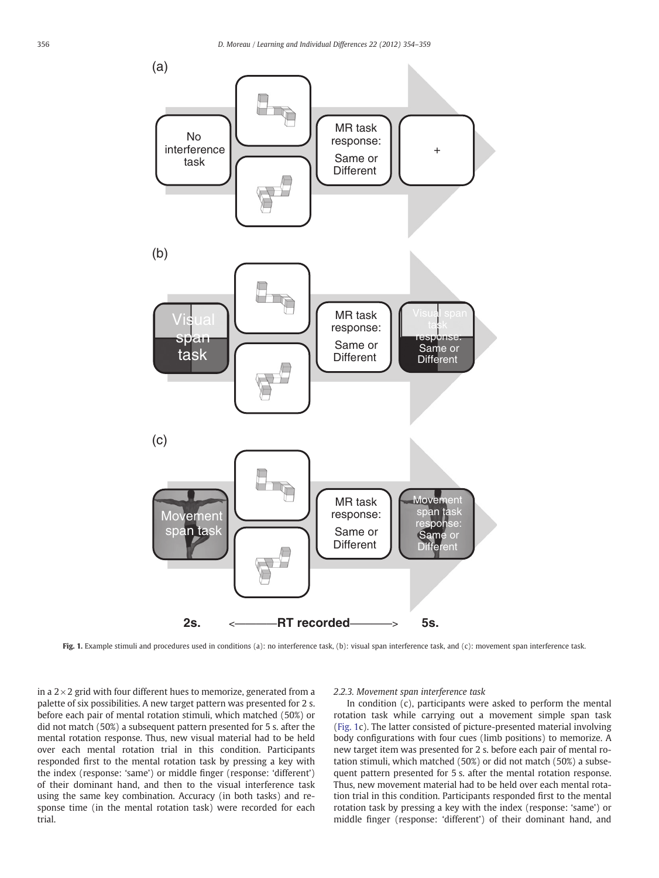Fig. 1. Example stimuli and procedures used in conditions (a): no interference task, (b): visual span interference task, and (c): movement span interference task.

in a 2×2 grid with four different hues to memorize, generated from a palette of six possibilities. A new target pattern was presented for 2 s. before each pair of mental rotation stimuli, which matched (50%) or did not match (50%) a subsequent pattern presented for 5 s. after the mental rotation response. Thus, new visual material had to be held over each mental rotation trial in this condition. Participants responded first to the mental rotation task by pressing a key with the index (response: 'same') or middle finger (response: 'different') of their dominant hand, and then to the visual interference task using the same key combination. Accuracy (in both tasks) and response time (in the mental rotation task) were recorded for each trial.

*2.2.3. Movement span interference task*

In condition (c), participants were asked to perform the mental rotation task while carrying out a movement simple span task (Fig. 1c). The latter consisted of picture-presented material involving body configurations with four cues (limb positions) to memorize. A new target item was presented for 2 s. before each pair of mental rotation stimuli, which matched (50%) or did not match (50%) a subsequent pattern presented for 5 s. after the mental rotation response. Thus, new movement material had to be held over each mental rotation trial in this condition. Participants responded first to the mental rotation task by pressing a key with the index (response: 'same') or middle finger (response: 'different') of their dominant hand, and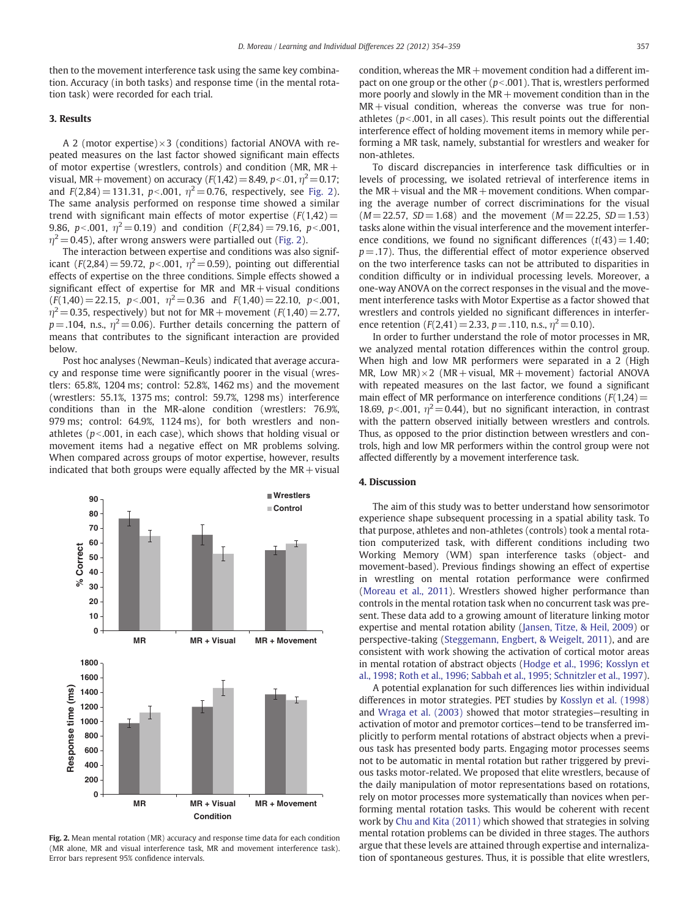then to the movement interference task using the same key combination. Accuracy (in both tasks) and response time (in the mental rotation task) were recorded for each trial.

## 3. Results

A 2 (motor expertise) × 3 (conditions) factorial ANOVA with repeated measures on the last factor showed significant main effects of motor expertise (wrestlers, controls) and condition (MR, MR + visual, MR + movement) on accuracy ($F(1,42) = 8.49$, $p < .01$, $\eta^2 = 0.17$; and $F(2,84) = 131.31$, $p < .001$, $\eta^2 = 0.76$, respectively, see Fig. 2). The same analysis performed on response time showed a similar trend with significant main effects of motor expertise ($F(1,42) = 9.86$, $p < .001$, $\eta^2 = 0.19$) and condition ($F(2,84) = 79.16$, $p < .001$, $\eta^2 = 0.45$), after wrong answers were partialled out (Fig. 2).

The interaction between expertise and conditions was also significant ($F(2,84) = 59.72$, $p < .001$, $\eta^2 = 0.59$), pointing out differential effects of expertise on the three conditions. Simple effects showed a significant effect of expertise for MR and MR + visual conditions ($F(1,40) = 22.15$, $p < .001$, $\eta^2 = 0.36$ and $F(1,40) = 22.10$, $p < .001$, $\eta^2 = 0.35$, respectively) but not for MR + movement ($F(1,40) = 2.77$, $p = .104$, n.s., $\eta^2 = 0.06$). Further details concerning the pattern of means that contributes to the significant interaction are provided below.

Post hoc analyses (Newman–Keuls) indicated that average accuracy and response time were significantly poorer in the visual (wrestlers: 65.8%, 1204 ms; control: 52.8%, 1462 ms) and the movement (wrestlers: 55.1%, 1375 ms; control: 59.7%, 1298 ms) interference conditions than in the MR-alone condition (wrestlers: 76.9%, 979 ms; control: 64.9%, 1124 ms), for both wrestlers and non-athletes ($p < .001$, in each case), which shows that holding visual or movement items had a negative effect on MR problems solving. When compared across groups of motor expertise, however, results indicated that both groups were equally affected by the MR + visual condition, whereas the MR + movement condition had a different impact on one group or the other ($p < .001$). That is, wrestlers performed more poorly and slowly in the MR + movement condition than in the MR + visual condition, whereas the converse was true for non-athletes ($p < .001$, in all cases). This result points out the differential interference effect of holding movement items in memory while performing a MR task, namely, substantial for wrestlers and weaker for non-athletes.

To discard discrepancies in interference task difficulties or in levels of processing, we isolated retrieval of interference items in the MR + visual and the MR + movement conditions. When comparing the average number of correct discriminations for the visual ($M = 22.57$, $SD = 1.68$) and the movement ($M = 22.25$, $SD = 1.53$) tasks alone within the visual interference and the movement interference conditions, we found no significant differences ($t(43) = 1.40$; $p = .17$). Thus, the differential effect of motor experience observed on the two interference tasks can not be attributed to disparities in condition difficulty or in individual processing levels. Moreover, a one-way ANOVA on the correct responses in the visual and the movement interference tasks with Motor Expertise as a factor showed that wrestlers and controls yielded no significant differences in interference retention ($F(2,41) = 2.33$, $p = .110$, n.s., $\eta^2 = 0.10$).

In order to further understand the role of motor processes in MR, we analyzed mental rotation differences within the control group. When high and low MR performers were separated in a 2 (High MR, Low MR) × 2 (MR + visual, MR + movement) factorial ANOVA with repeated measures on the last factor, we found a significant main effect of MR performance on interference conditions ($F(1,24) = 18.69$, $p < .001$, $\eta^2 = 0.44$), but no significant interaction, in contrast with the pattern observed initially between wrestlers and controls. Thus, as opposed to the prior distinction between wrestlers and controls, high and low MR performers within the control group were not affected differently by a movement interference task.

**Fig. 2.** Mean mental rotation (MR) accuracy and response time data for each condition (MR alone, MR and visual interference task, MR and movement interference task). Error bars represent 95% confidence intervals.

## 4. Discussion

The aim of this study was to better understand how sensorimotor experience shape subsequent processing in a spatial ability task. To that purpose, athletes and non-athletes (controls) took a mental rotation computerized task, with different conditions including two Working Memory (WM) span interference tasks (object- and movement-based). Previous findings showing an effect of expertise in wrestling on mental rotation performance were confirmed (Moreau et al., 2011). Wrestlers showed higher performance than controls in the mental rotation task when no concurrent task was present. These data add to a growing amount of literature linking motor expertise and mental rotation ability (Jansen, Titze, & Heil, 2009) or perspective-taking (Steggemann, Engbert, & Weigelt, 2011), and are consistent with work showing the activation of cortical motor areas in mental rotation of abstract objects (Hodge et al., 1996; Kosslyn et al., 1998; Roth et al., 1996; Sabbah et al., 1995; Schnitzler et al., 1997).

A potential explanation for such differences lies within individual differences in motor strategies. PET studies by Kosslyn et al. (1998) and Wraga et al. (2003) showed that motor strategies—resulting in activation of motor and premotor cortices—tend to be transferred implicitly to perform mental rotations of abstract objects when a previous task has presented body parts. Engaging motor processes seems not to be automatic in mental rotation but rather triggered by previous tasks motor-related. We proposed that elite wrestlers, because of the daily manipulation of motor representations based on rotations, rely on motor processes more systematically than novices when performing mental rotation tasks. This would be coherent with recent work by Chu and Kita (2011) which showed that strategies in solving mental rotation problems can be divided in three stages. The authors argue that these levels are attained through expertise and internalization of spontaneous gestures. Thus, it is possible that elite wrestlers,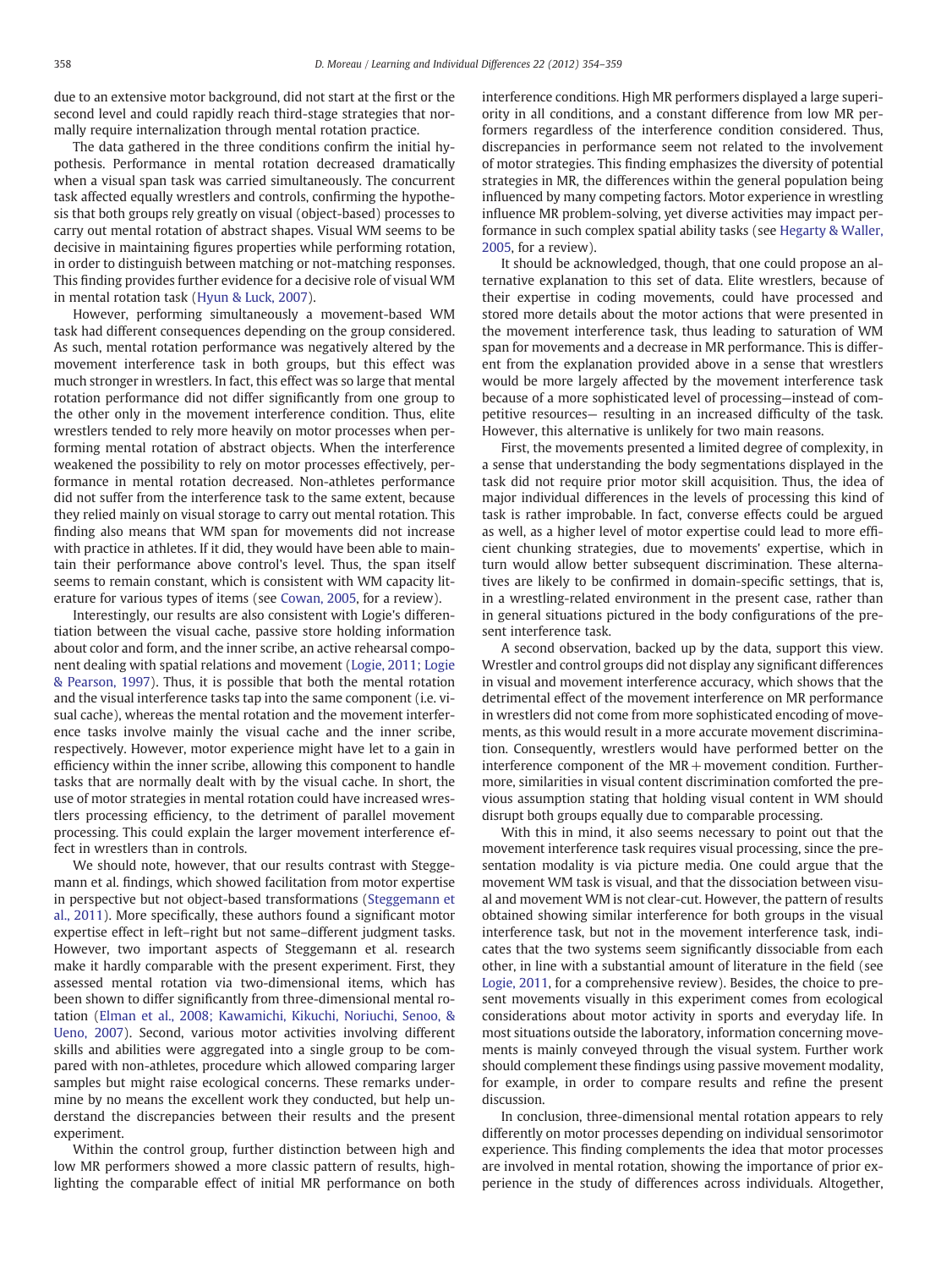due to an extensive motor background, did not start at the first or the second level and could rapidly reach third-stage strategies that normally require internalization through mental rotation practice.

The data gathered in the three conditions confirm the initial hypothesis. Performance in mental rotation decreased dramatically when a visual span task was carried simultaneously. The concurrent task affected equally wrestlers and controls, confirming the hypothesis that both groups rely greatly on visual (object-based) processes to carry out mental rotation of abstract shapes. Visual WM seems to be decisive in maintaining figures properties while performing rotation, in order to distinguish between matching or not-matching responses. This finding provides further evidence for a decisive role of visual WM in mental rotation task (Hyun & Luck, 2007).

However, performing simultaneously a movement-based WM task had different consequences depending on the group considered. As such, mental rotation performance was negatively altered by the movement interference task in both groups, but this effect was much stronger in wrestlers. In fact, this effect was so large that mental rotation performance did not differ significantly from one group to the other only in the movement interference condition. Thus, elite wrestlers tended to rely more heavily on motor processes when performing mental rotation of abstract objects. When the interference weakened the possibility to rely on motor processes effectively, performance in mental rotation decreased. Non-athletes performance did not suffer from the interference task to the same extent, because they relied mainly on visual storage to carry out mental rotation. This finding also means that WM span for movements did not increase with practice in athletes. If it did, they would have been able to maintain their performance above control's level. Thus, the span itself seems to remain constant, which is consistent with WM capacity literature for various types of items (see Cowan, 2005, for a review).

Interestingly, our results are also consistent with Logie's differentiation between the visual cache, passive store holding information about color and form, and the inner scribe, an active rehearsal component dealing with spatial relations and movement (Logie, 2011; Logie & Pearson, 1997). Thus, it is possible that both the mental rotation and the visual interference tasks tap into the same component (i.e. visual cache), whereas the mental rotation and the movement interference tasks involve mainly the visual cache and the inner scribe, respectively. However, motor experience might have let to a gain in efficiency within the inner scribe, allowing this component to handle tasks that are normally dealt with by the visual cache. In short, the use of motor strategies in mental rotation could have increased wrestlers processing efficiency, to the detriment of parallel movement processing. This could explain the larger movement interference effect in wrestlers than in controls.

We should note, however, that our results contrast with Steggemann et al. findings, which showed facilitation from motor expertise in perspective but not object-based transformations (Steggemann et al., 2011). More specifically, these authors found a significant motor expertise effect in left–right but not same–different judgment tasks. However, two important aspects of Steggemann et al. research make it hardly comparable with the present experiment. First, they assessed mental rotation via two-dimensional items, which has been shown to differ significantly from three-dimensional mental rotation (Elman et al., 2008; Kawamichi, Kikuchi, Noriuchi, Senoo, & Ueno, 2007). Second, various motor activities involving different skills and abilities were aggregated into a single group to be compared with non-athletes, procedure which allowed comparing larger samples but might raise ecological concerns. These remarks undermine by no means the excellent work they conducted, but help understand the discrepancies between their results and the present experiment.

Within the control group, further distinction between high and low MR performers showed a more classic pattern of results, highlighting the comparable effect of initial MR performance on both interference conditions. High MR performers displayed a large superiority in all conditions, and a constant difference from low MR performers regardless of the interference condition considered. Thus, discrepancies in performance seem not related to the involvement of motor strategies. This finding emphasizes the diversity of potential strategies in MR, the differences within the general population being influenced by many competing factors. Motor experience in wrestling influence MR problem-solving, yet diverse activities may impact performance in such complex spatial ability tasks (see Hegarty & Waller, 2005, for a review).

It should be acknowledged, though, that one could propose an alternative explanation to this set of data. Elite wrestlers, because of their expertise in coding movements, could have processed and stored more details about the motor actions that were presented in the movement interference task, thus leading to saturation of WM span for movements and a decrease in MR performance. This is different from the explanation provided above in a sense that wrestlers would be more largely affected by the movement interference task because of a more sophisticated level of processing—instead of competitive resources— resulting in an increased difficulty of the task. However, this alternative is unlikely for two main reasons.

First, the movements presented a limited degree of complexity, in a sense that understanding the body segmentations displayed in the task did not require prior motor skill acquisition. Thus, the idea of major individual differences in the levels of processing this kind of task is rather improbable. In fact, converse effects could be argued as well, as a higher level of motor expertise could lead to more efficient chunking strategies, due to movements' expertise, which in turn would allow better subsequent discrimination. These alternatives are likely to be confirmed in domain-specific settings, that is, in a wrestling-related environment in the present case, rather than in general situations pictured in the body configurations of the present interference task.

A second observation, backed up by the data, support this view. Wrestler and control groups did not display any significant differences in visual and movement interference accuracy, which shows that the detrimental effect of the movement interference on MR performance in wrestlers did not come from more sophisticated encoding of movements, as this would result in a more accurate movement discrimination. Consequently, wrestlers would have performed better on the interference component of the MR + movement condition. Furthermore, similarities in visual content discrimination comforted the previous assumption stating that holding visual content in WM should disrupt both groups equally due to comparable processing.

With this in mind, it also seems necessary to point out that the movement interference task requires visual processing, since the presentation modality is via picture media. One could argue that the movement WM task is visual, and that the dissociation between visual and movement WM is not clear-cut. However, the pattern of results obtained showing similar interference for both groups in the visual interference task, but not in the movement interference task, indicates that the two systems seem significantly dissociable from each other, in line with a substantial amount of literature in the field (see Logie, 2011, for a comprehensive review). Besides, the choice to present movements visually in this experiment comes from ecological considerations about motor activity in sports and everyday life. In most situations outside the laboratory, information concerning movements is mainly conveyed through the visual system. Further work should complement these findings using passive movement modality, for example, in order to compare results and refine the present discussion.

In conclusion, three-dimensional mental rotation appears to rely differently on motor processes depending on individual sensorimotor experience. This finding complements the idea that motor processes are involved in mental rotation, showing the importance of prior experience in the study of differences across individuals. Altogether,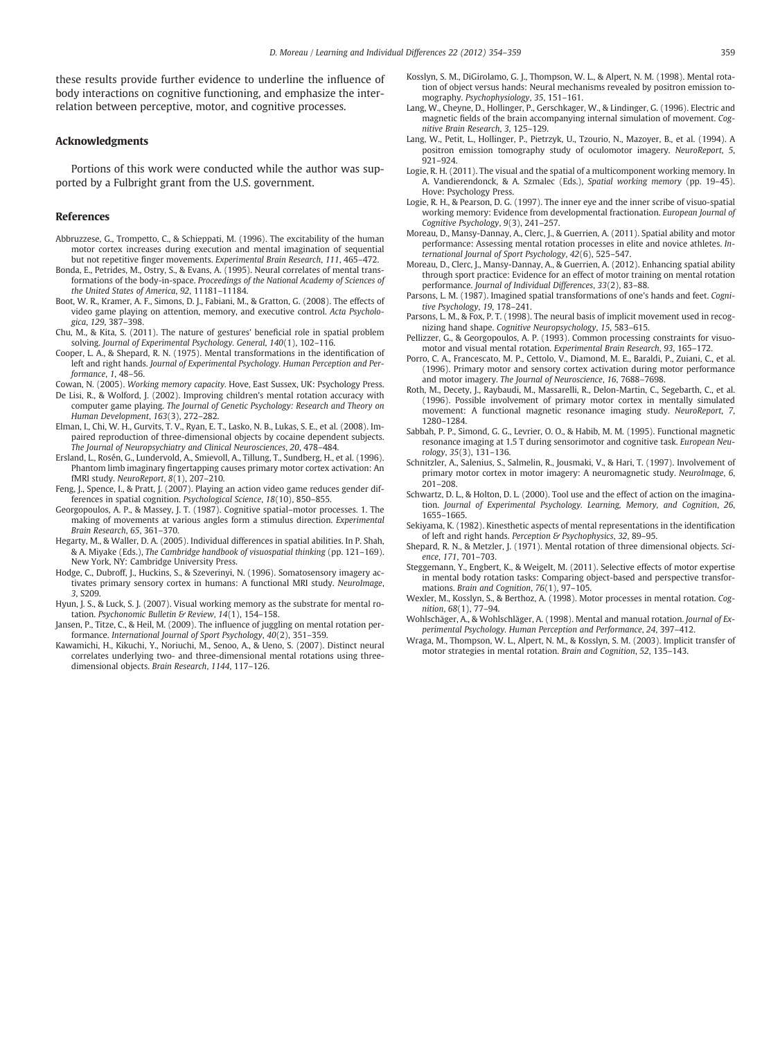these results provide further evidence to underline the influence of body interactions on cognitive functioning, and emphasize the interrelation between perceptive, motor, and cognitive processes.

## Acknowledgments

Portions of this work were conducted while the author was supported by a Fulbright grant from the U.S. government.

## References

Abbruzzese, G., Trompetto, C., & Schieppati, M. (1996). The excitability of the human motor cortex increases during execution and mental imagination of sequential but not repetitive finger movements. *Experimental Brain Research*, *111*, 465–472.

Bonda, E., Petrides, M., Ostry, S., & Evans, A. (1995). Neural correlates of mental transformations of the body-in-space. *Proceedings of the National Academy of Sciences of the United States of America*, *92*, 11181–11184.

Boot, W. R., Kramer, A. F., Simons, D. J., Fabiani, M., & Gratton, G. (2008). The effects of video game playing on attention, memory, and executive control. *Acta Psychologica*, *129*, 387–398.

Chu, M., & Kita, S. (2011). The nature of gestures' beneficial role in spatial problem solving. *Journal of Experimental Psychology. General*, *140*(1), 102–116.

Cooper, L. A., & Shepard, R. N. (1975). Mental transformations in the identification of left and right hands. *Journal of Experimental Psychology. Human Perception and Performance*, *1*, 48–56.

Cowan, N. (2005). *Working memory capacity*. Hove, East Sussex, UK: Psychology Press.

De Lisi, R., & Wolford, J. (2002). Improving children's mental rotation accuracy with computer game playing. *The Journal of Genetic Psychology: Research and Theory on Human Development*, *163*(3), 272–282.

Elman, I., Chi, W. H., Gurvits, T. V., Ryan, E. T., Lasko, N. B., Lukas, S. E., et al. (2008). Impaired reproduction of three-dimensional objects by cocaine dependent subjects. *The Journal of Neuropsychiatry and Clinical Neurosciences*, *20*, 478–484.

Ersland, L., Rosén, G., Lundervold, A., Smievoll, A., Tillung, T., Sundberg, H., et al. (1996). Phantom limb imaginary fingertapping causes primary motor cortex activation: An fMRI study. *NeuroReport*, *8*(1), 207–210.

Feng, J., Spence, I., & Pratt, J. (2007). Playing an action video game reduces gender differences in spatial cognition. *Psychological Science*, *18*(10), 850–855.

Georgopoulos, A. P., & Massey, J. T. (1987). Cognitive spatial–motor processes. 1. The making of movements at various angles form a stimulus direction. *Experimental Brain Research*, *65*, 361–370.

Hegarty, M., & Waller, D. A. (2005). Individual differences in spatial abilities. In P. Shah, & A. Miyake (Eds.), *The Cambridge handbook of visuospatial thinking* (pp. 121–169). New York, NY: Cambridge University Press.

Hodge, C., Dubroff, J., Huckins, S., & Szeverinyi, N. (1996). Somatosensory imagery activates primary sensory cortex in humans: A functional MRI study. *NeuroImage*, *3*, S209.

Hyun, J. S., & Luck, S. J. (2007). Visual working memory as the substrate for mental rotation. *Psychonomic Bulletin & Review*, *14*(1), 154–158.

Jansen, P., Titze, C., & Heil, M. (2009). The influence of juggling on mental rotation performance. *International Journal of Sport Psychology*, *40*(2), 351–359.

Kawamichi, H., Kikuchi, Y., Noriuchi, M., Senoo, A., & Ueno, S. (2007). Distinct neural correlates underlying two- and three-dimensional mental rotations using three-dimensional objects. *Brain Research*, *1144*, 117–126.

Kosslyn, S. M., DiGirolamo, G. J., Thompson, W. L., & Alpert, N. M. (1998). Mental rotation of object versus hands: Neural mechanisms revealed by positron emission tomography. *Psychophysiology*, *35*, 151–161.

Lang, W., Cheyne, D., Hollinger, P., Gerschkager, W., & Lindinger, G. (1996). Electric and magnetic fields of the brain accompanying internal simulation of movement. *Cognitive Brain Research*, *3*, 125–129.

Lang, W., Petit, L., Hollinger, P., Pietrzyk, U., Tzourio, N., Mazoyer, B., et al. (1994). A positron emission tomography study of oculomotor imagery. *NeuroReport*, *5*, 921–924.

Logie, R. H. (2011). The visual and the spatial of a multicomponent working memory. In A. Vandierendonck, & A. Szmalec (Eds.), *Spatial working memory* (pp. 19–45). Hove: Psychology Press.

Logie, R. H., & Pearson, D. G. (1997). The inner eye and the inner scribe of visuo-spatial working memory: Evidence from developmental fractionation. *European Journal of Cognitive Psychology*, *9*(3), 241–257.

Moreau, D., Mansy-Dannay, A., Clerc, J., & Guerrien, A. (2011). Spatial ability and motor performance: Assessing mental rotation processes in elite and novice athletes. *International Journal of Sport Psychology*, *42*(6), 525–547.

Moreau, D., Clerc, J., Mansy-Dannay, A., & Guerrien, A. (2012). Enhancing spatial ability through sport practice: Evidence for an effect of motor training on mental rotation performance. *Journal of Individual Differences*, *33*(2), 83–88.

Parsons, L. M. (1987). Imagined spatial transformations of one's hands and feet. *Cognitive Psychology*, *19*, 178–241.

Parsons, L. M., & Fox, P. T. (1998). The neural basis of implicit movement used in recognizing hand shape. *Cognitive Neuropsychology*, *15*, 583–615.

Pellizzer, G., & Georgopoulos, A. P. (1993). Common processing constraints for visuomotor and visual mental rotation. *Experimental Brain Research*, *93*, 165–172.

Porro, C. A., Francescato, M. P., Cettolo, V., Diamond, M. E., Baraldi, P., Zuiani, C., et al. (1996). Primary motor and sensory cortex activation during motor performance and motor imagery. *The Journal of Neuroscience*, *16*, 7688–7698.

Roth, M., Decety, J., Raybaudi, M., Massarelli, R., Delon-Martin, C., Segebarth, C., et al. (1996). Possible involvement of primary motor cortex in mentally simulated movement: A functional magnetic resonance imaging study. *NeuroReport*, *7*, 1280–1284.

Sabbah, P. P., Simond, G. G., Levrier, O. O., & Habib, M. M. (1995). Functional magnetic resonance imaging at 1.5 T during sensorimotor and cognitive task. *European Neurology*, *35*(3), 131–136.

Schnitzler, A., Salenius, S., Salmelin, R., Jousmaki, V., & Hari, T. (1997). Involvement of primary motor cortex in motor imagery: A neuromagnetic study. *NeuroImage*, *6*, 201–208.

Schwartz, D. L., & Holton, D. L. (2000). Tool use and the effect of action on the imagination. *Journal of Experimental Psychology. Learning, Memory, and Cognition*, *26*, 1655–1665.

Sekiyama, K. (1982). Kinesthetic aspects of mental representations in the identification of left and right hands. *Perception & Psychophysics*, *32*, 89–95.

Shepard, R. N., & Metzler, J. (1971). Mental rotation of three dimensional objects. *Science*, *171*, 701–703.

Steggemann, Y., Engbert, K., & Weigelt, M. (2011). Selective effects of motor expertise in mental body rotation tasks: Comparing object-based and perspective transformations. *Brain and Cognition*, *76*(1), 97–105.

Wexler, M., Kosslyn, S., & Berthoz, A. (1998). Motor processes in mental rotation. *Cognition*, *68*(1), 77–94.

Wohlschläger, A., & Wohlschläger, A. (1998). Mental and manual rotation. *Journal of Experimental Psychology. Human Perception and Performance*, *24*, 397–412.

Wraga, M., Thompson, W. L., Alpert, N. M., & Kosslyn, S. M. (2003). Implicit transfer of motor strategies in mental rotation. *Brain and Cognition*, *52*, 135–143.